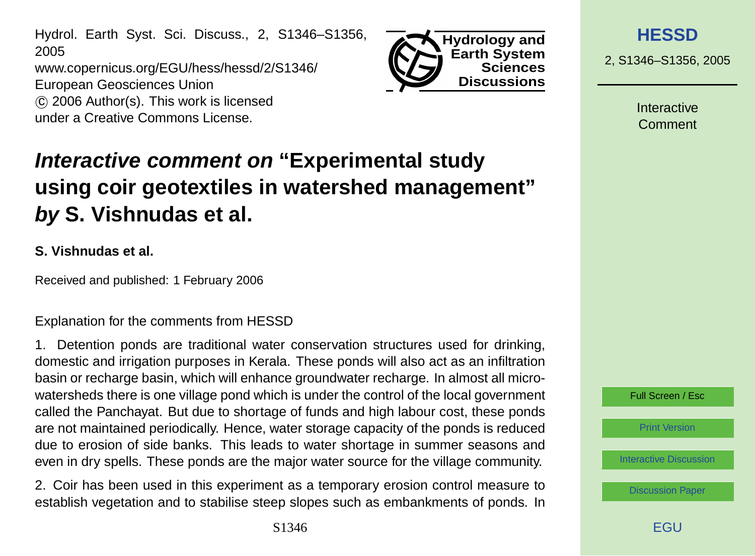# *Interactive comment on* "Experimental study using coir geotextiles in watershed management" *by* S. Vishnudas et al.

**S. Vishnudas et al.**

Received and published: 1 February 2006

Explanation for the comments from HESSD

1. Detention ponds are traditional water conservation structures used for drinking, domestic and irrigation purposes in Kerala. These ponds will also act as an infiltration basin or recharge basin, which will enhance groundwater recharge. In almost all micro-watersheds there is one village pond which is under the control of the local government called the Panchayat. But due to shortage of funds and high labour cost, these ponds are not maintained periodically. Hence, water storage capacity of the ponds is reduced due to erosion of side banks. This leads to water shortage in summer seasons and even in dry spells. These ponds are the major water source for the village community.

2. Coir has been used in this experiment as a temporary erosion control measure to establish vegetation and to stabilise steep slopes such as embankments of ponds. In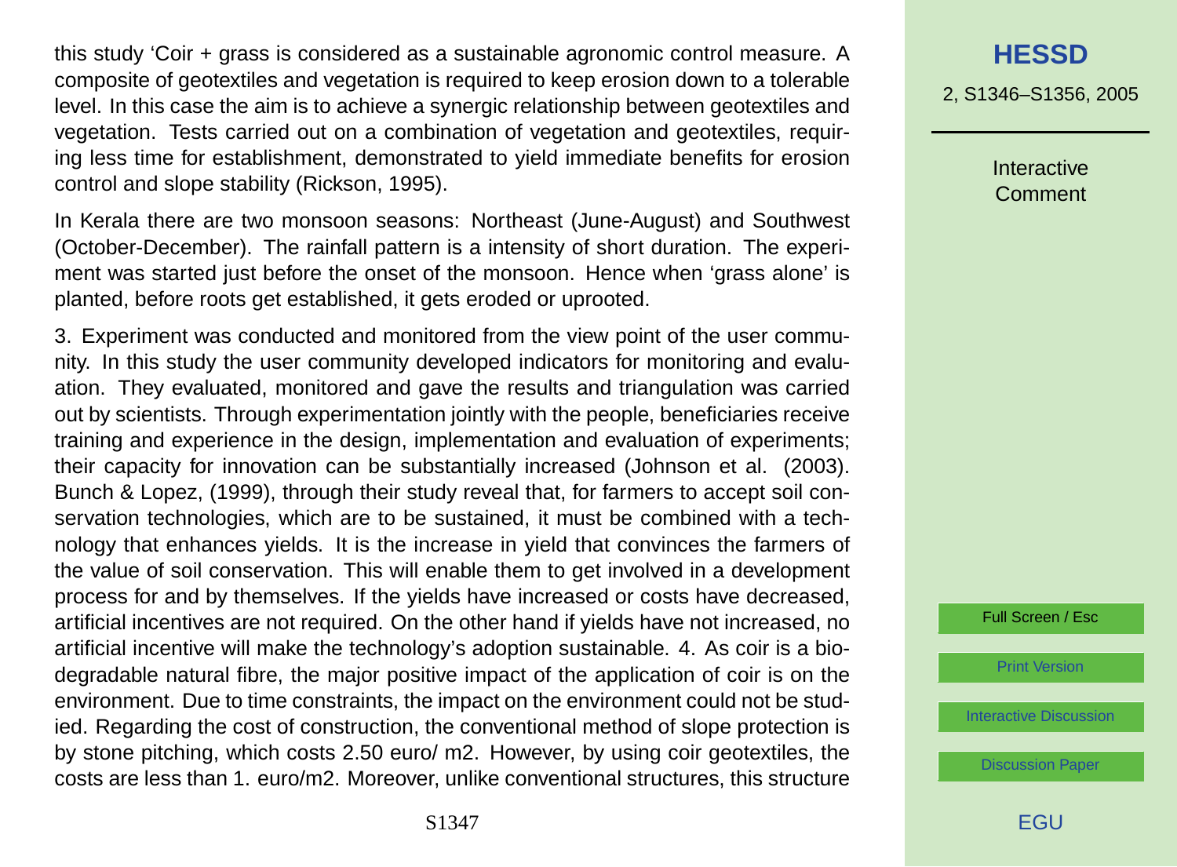this study 'Coir + grass is considered as a sustainable agronomic control measure. A composite of geotextiles and vegetation is required to keep erosion down to a tolerable level. In this case the aim is to achieve a synergic relationship between geotextiles and vegetation. Tests carried out on a combination of vegetation and geotextiles, requiring less time for establishment, demonstrated to yield immediate benefits for erosion control and slope stability (Rickson, 1995).

In Kerala there are two monsoon seasons: Northeast (June-August) and Southwest (October-December). The rainfall pattern is a intensity of short duration. The experiment was started just before the onset of the monsoon. Hence when 'grass alone' is planted, before roots get established, it gets eroded or uprooted.

3. Experiment was conducted and monitored from the view point of the user community. In this study the user community developed indicators for monitoring and evaluation. They evaluated, monitored and gave the results and triangulation was carried out by scientists. Through experimentation jointly with the people, beneficiaries receive training and experience in the design, implementation and evaluation of experiments; their capacity for innovation can be substantially increased (Johnson et al. (2003). Bunch & Lopez, (1999), through their study reveal that, for farmers to accept soil conservation technologies, which are to be sustained, it must be combined with a technology that enhances yields. It is the increase in yield that convinces the farmers of the value of soil conservation. This will enable them to get involved in a development process for and by themselves. If the yields have increased or costs have decreased, artificial incentives are not required. On the other hand if yields have not increased, no artificial incentive will make the technology's adoption sustainable. 4. As coir is a biodegradable natural fibre, the major positive impact of the application of coir is on the environment. Due to time constraints, the impact on the environment could not be studied. Regarding the cost of construction, the conventional method of slope protection is by stone pitching, which costs 2.50 euro/ m2. However, by using coir geotextiles, the costs are less than 1. euro/m2. Moreover, unlike conventional structures, this structure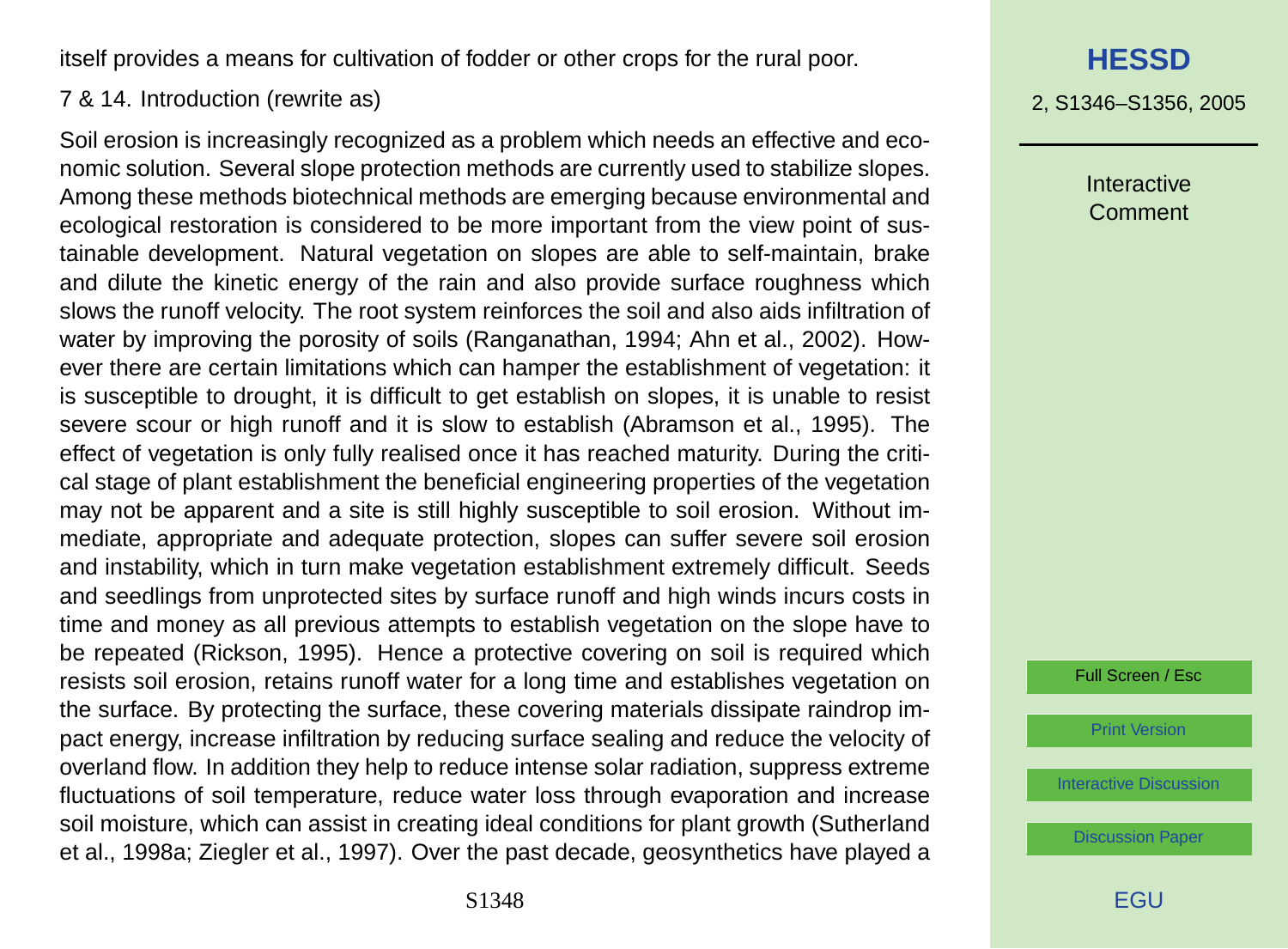itself provides a means for cultivation of fodder or other crops for the rural poor.

7 & 14. Introduction (rewrite as)

Soil erosion is increasingly recognized as a problem which needs an effective and economic solution. Several slope protection methods are currently used to stabilize slopes. Among these methods biotechnical methods are emerging because environmental and ecological restoration is considered to be more important from the view point of sustainable development. Natural vegetation on slopes are able to self-maintain, brake and dilute the kinetic energy of the rain and also provide surface roughness which slows the runoff velocity. The root system reinforces the soil and also aids infiltration of water by improving the porosity of soils (Ranganathan, 1994; Ahn et al., 2002). However there are certain limitations which can hamper the establishment of vegetation: it is susceptible to drought, it is difficult to get establish on slopes, it is unable to resist severe scour or high runoff and it is slow to establish (Abramson et al., 1995). The effect of vegetation is only fully realised once it has reached maturity. During the critical stage of plant establishment the beneficial engineering properties of the vegetation may not be apparent and a site is still highly susceptible to soil erosion. Without immediate, appropriate and adequate protection, slopes can suffer severe soil erosion and instability, which in turn make vegetation establishment extremely difficult. Seeds and seedlings from unprotected sites by surface runoff and high winds incurs costs in time and money as all previous attempts to establish vegetation on the slope have to be repeated (Rickson, 1995). Hence a protective covering on soil is required which resists soil erosion, retains runoff water for a long time and establishes vegetation on the surface. By protecting the surface, these covering materials dissipate raindrop impact energy, increase infiltration by reducing surface sealing and reduce the velocity of overland flow. In addition they help to reduce intense solar radiation, suppress extreme fluctuations of soil temperature, reduce water loss through evaporation and increase soil moisture, which can assist in creating ideal conditions for plant growth (Sutherland et al., 1998a; Ziegler et al., 1997). Over the past decade, geosynthetics have played a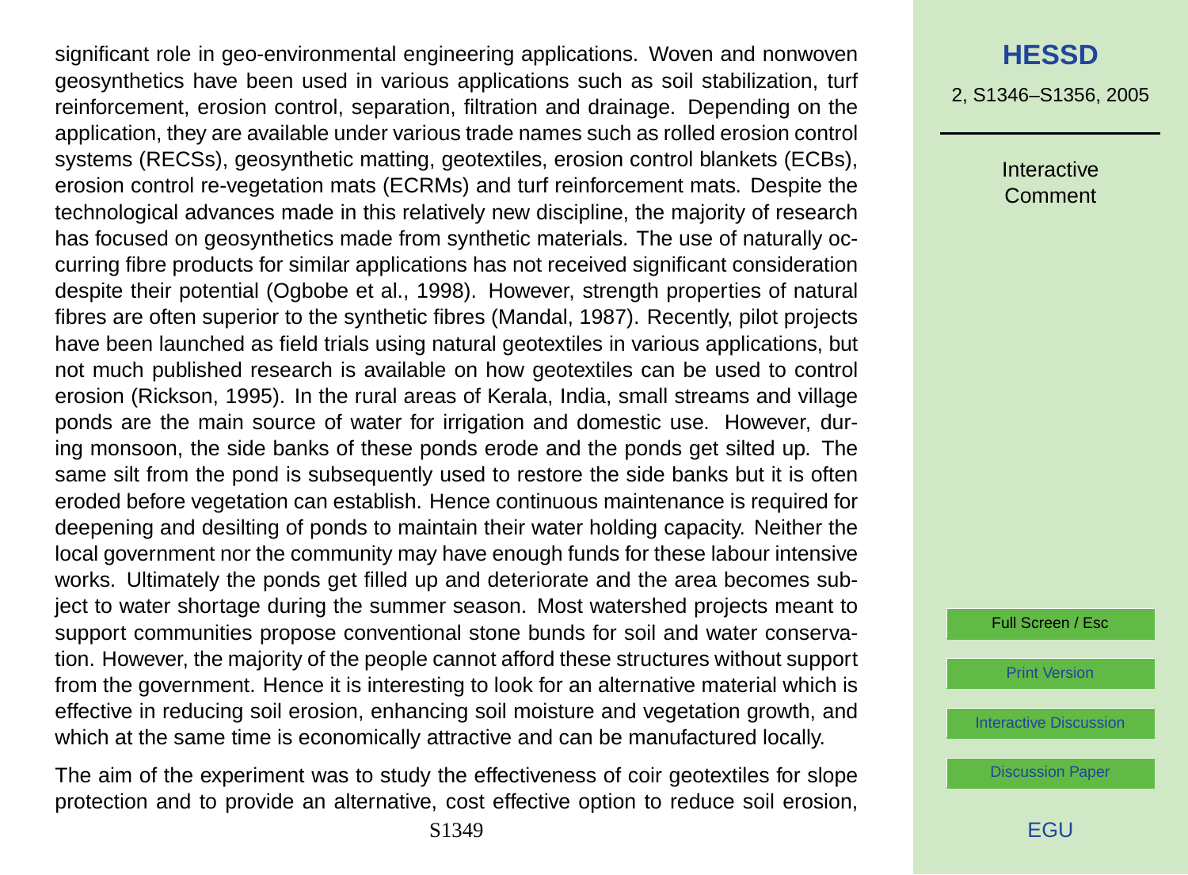significant role in geo-environmental engineering applications. Woven and nonwoven geosynthetics have been used in various applications such as soil stabilization, turf reinforcement, erosion control, separation, filtration and drainage. Depending on the application, they are available under various trade names such as rolled erosion control systems (RECSs), geosynthetic matting, geotextiles, erosion control blankets (ECBs), erosion control re-vegetation mats (ECRMs) and turf reinforcement mats. Despite the technological advances made in this relatively new discipline, the majority of research has focused on geosynthetics made from synthetic materials. The use of naturally occurring fibre products for similar applications has not received significant consideration despite their potential (Ogbobe et al., 1998). However, strength properties of natural fibres are often superior to the synthetic fibres (Mandal, 1987). Recently, pilot projects have been launched as field trials using natural geotextiles in various applications, but not much published research is available on how geotextiles can be used to control erosion (Rickson, 1995). In the rural areas of Kerala, India, small streams and village ponds are the main source of water for irrigation and domestic use. However, during monsoon, the side banks of these ponds erode and the ponds get silted up. The same silt from the pond is subsequently used to restore the side banks but it is often eroded before vegetation can establish. Hence continuous maintenance is required for deepening and desilting of ponds to maintain their water holding capacity. Neither the local government nor the community may have enough funds for these labour intensive works. Ultimately the ponds get filled up and deteriorate and the area becomes subject to water shortage during the summer season. Most watershed projects meant to support communities propose conventional stone bunds for soil and water conservation. However, the majority of the people cannot afford these structures without support from the government. Hence it is interesting to look for an alternative material which is effective in reducing soil erosion, enhancing soil moisture and vegetation growth, and which at the same time is economically attractive and can be manufactured locally.

The aim of the experiment was to study the effectiveness of coir geotextiles for slope protection and to provide an alternative, cost effective option to reduce soil erosion,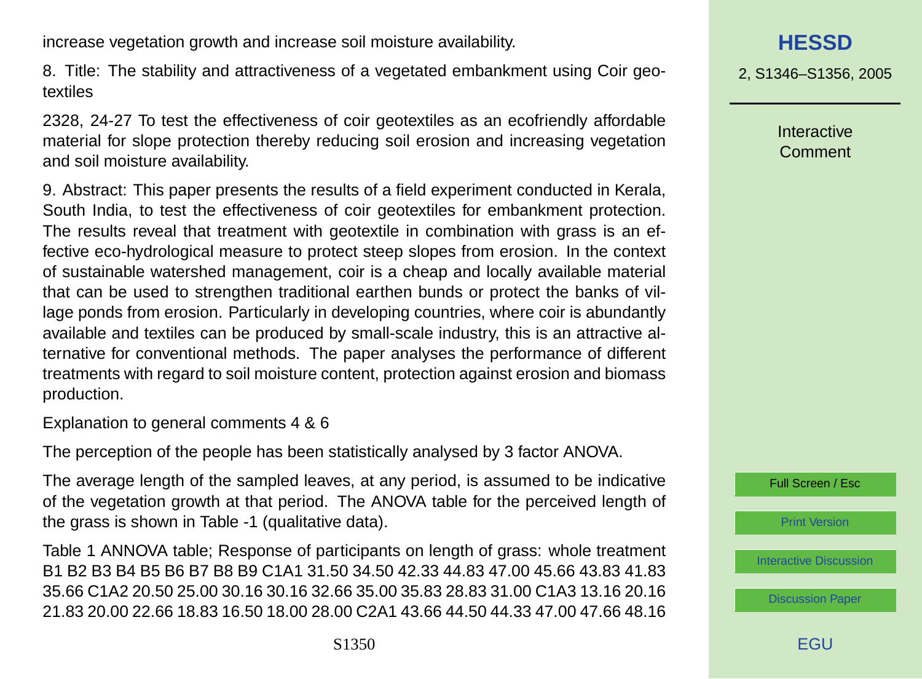increase vegetation growth and increase soil moisture availability.

8. Title: The stability and attractiveness of a vegetated embankment using Coir geotextiles

2328, 24-27 To test the effectiveness of coir geotextiles as an ecofriendly affordable material for slope protection thereby reducing soil erosion and increasing vegetation and soil moisture availability.

9. Abstract: This paper presents the results of a field experiment conducted in Kerala, South India, to test the effectiveness of coir geotextiles for embankment protection. The results reveal that treatment with geotextile in combination with grass is an effective eco-hydrological measure to protect steep slopes from erosion. In the context of sustainable watershed management, coir is a cheap and locally available material that can be used to strengthen traditional earthen bunds or protect the banks of village ponds from erosion. Particularly in developing countries, where coir is abundantly available and textiles can be produced by small-scale industry, this is an attractive alternative for conventional methods. The paper analyses the performance of different treatments with regard to soil moisture content, protection against erosion and biomass production.

Explanation to general comments 4 & 6

The perception of the people has been statistically analysed by 3 factor ANOVA.

The average length of the sampled leaves, at any period, is assumed to be indicative of the vegetation growth at that period. The ANOVA table for the perceived length of the grass is shown in Table -1 (qualitative data).

Table 1 ANNOVA table; Response of participants on length of grass: whole treatment B1 B2 B3 B4 B5 B6 B7 B8 B9 C1A1 31.50 34.50 42.33 44.83 47.00 45.66 43.83 41.83 35.66 C1A2 20.50 25.00 30.16 30.16 32.66 35.00 35.83 28.83 31.00 C1A3 13.16 20.16 21.83 20.00 22.66 18.83 16.50 18.00 28.00 C2A1 43.66 44.50 44.33 47.00 47.66 48.16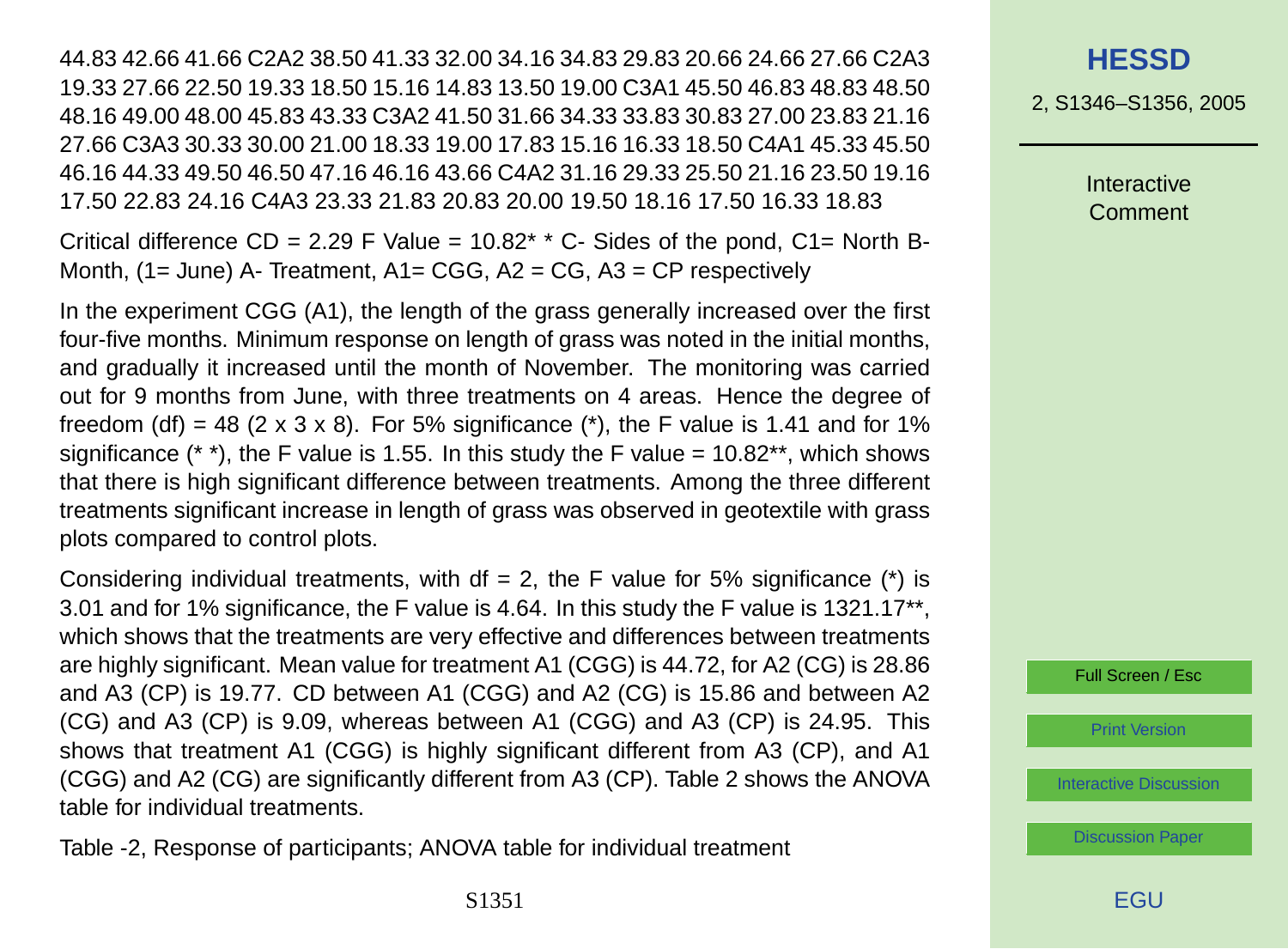44.83 42.66 41.66 C2A2 38.50 41.33 32.00 34.16 34.83 29.83 20.66 24.66 27.66 C2A3 19.33 27.66 22.50 19.33 18.50 15.16 14.83 13.50 19.00 C3A1 45.50 46.83 48.83 48.50 48.16 49.00 48.00 45.83 43.33 C3A2 41.50 31.66 34.33 33.83 30.83 27.00 23.83 21.16 27.66 C3A3 30.33 30.00 21.00 18.33 19.00 17.83 15.16 16.33 18.50 C4A1 45.33 45.50 46.16 44.33 49.50 46.50 47.16 46.16 43.66 C4A2 31.16 29.33 25.50 21.16 23.50 19.16 17.50 22.83 24.16 C4A3 23.33 21.83 20.83 20.00 19.50 18.16 17.50 16.33 18.83

Critical difference CD = 2.29 F Value = 10.82* * C- Sides of the pond, C1= North B- Month, (1= June) A- Treatment, A1= CGG, A2 = CG, A3 = CP respectively

In the experiment CGG (A1), the length of the grass generally increased over the first four-five months. Minimum response on length of grass was noted in the initial months, and gradually it increased until the month of November. The monitoring was carried out for 9 months from June, with three treatments on 4 areas. Hence the degree of freedom (df) = 48 (2 x 3 x 8). For 5% significance (*), the F value is 1.41 and for 1% significance (* *), the F value is 1.55. In this study the F value = 10.82**, which shows that there is high significant difference between treatments. Among the three different treatments significant increase in length of grass was observed in geotextile with grass plots compared to control plots.

Considering individual treatments, with df = 2, the F value for 5% significance (*) is 3.01 and for 1% significance, the F value is 4.64. In this study the F value is 1321.17**, which shows that the treatments are very effective and differences between treatments are highly significant. Mean value for treatment A1 (CGG) is 44.72, for A2 (CG) is 28.86 and A3 (CP) is 19.77. CD between A1 (CGG) and A2 (CG) is 15.86 and between A2 (CG) and A3 (CP) is 9.09, whereas between A1 (CGG) and A3 (CP) is 24.95. This shows that treatment A1 (CGG) is highly significant different from A3 (CP), and A1 (CGG) and A2 (CG) are significantly different from A3 (CP). Table 2 shows the ANOVA table for individual treatments.

Table -2, Response of participants; ANOVA table for individual treatment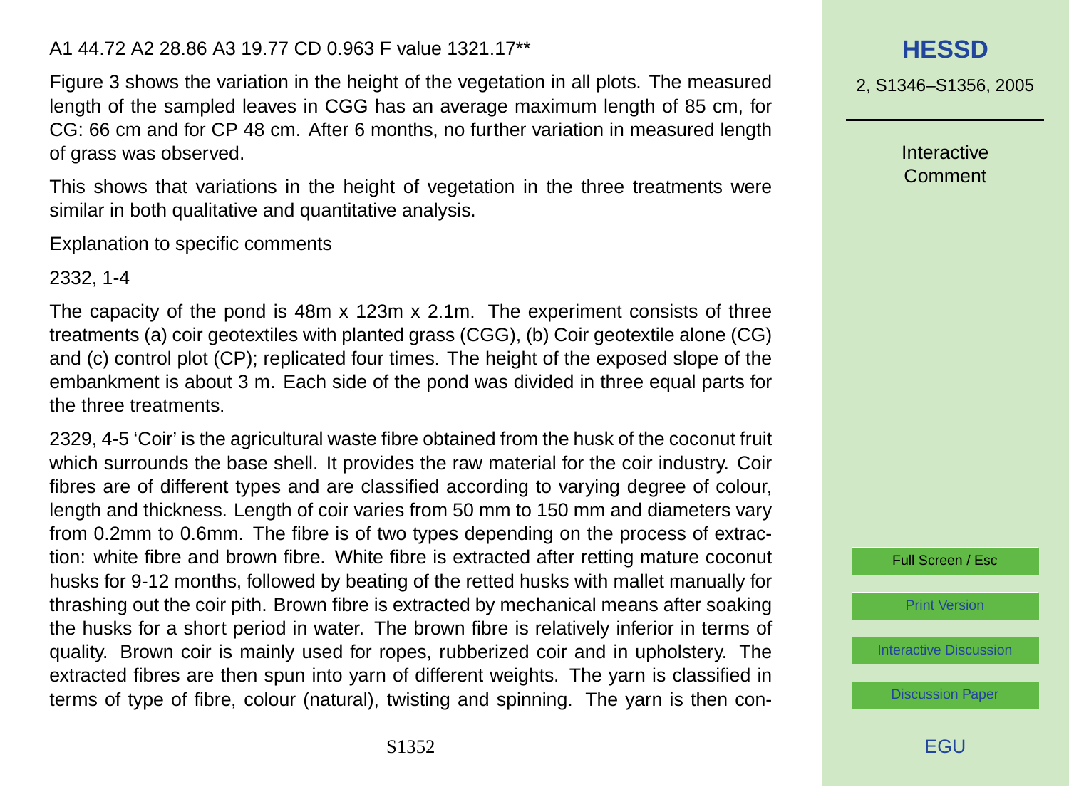A1 44.72 A2 28.86 A3 19.77 CD 0.963 F value 1321.17**

Figure 3 shows the variation in the height of the vegetation in all plots. The measured length of the sampled leaves in CGG has an average maximum length of 85 cm, for CG: 66 cm and for CP 48 cm. After 6 months, no further variation in measured length of grass was observed.

This shows that variations in the height of vegetation in the three treatments were similar in both qualitative and quantitative analysis.

Explanation to specific comments

2332, 1-4

The capacity of the pond is 48m x 123m x 2.1m. The experiment consists of three treatments (a) coir geotextiles with planted grass (CGG), (b) Coir geotextile alone (CG) and (c) control plot (CP); replicated four times. The height of the exposed slope of the embankment is about 3 m. Each side of the pond was divided in three equal parts for the three treatments.

2329, 4-5 'Coir' is the agricultural waste fibre obtained from the husk of the coconut fruit which surrounds the base shell. It provides the raw material for the coir industry. Coir fibres are of different types and are classified according to varying degree of colour, length and thickness. Length of coir varies from 50 mm to 150 mm and diameters vary from 0.2mm to 0.6mm. The fibre is of two types depending on the process of extraction: white fibre and brown fibre. White fibre is extracted after retting mature coconut husks for 9-12 months, followed by beating of the retted husks with mallet manually for thrashing out the coir pith. Brown fibre is extracted by mechanical means after soaking the husks for a short period in water. The brown fibre is relatively inferior in terms of quality. Brown coir is mainly used for ropes, rubberized coir and in upholstery. The extracted fibres are then spun into yarn of different weights. The yarn is classified in terms of type of fibre, colour (natural), twisting and spinning. The yarn is then con-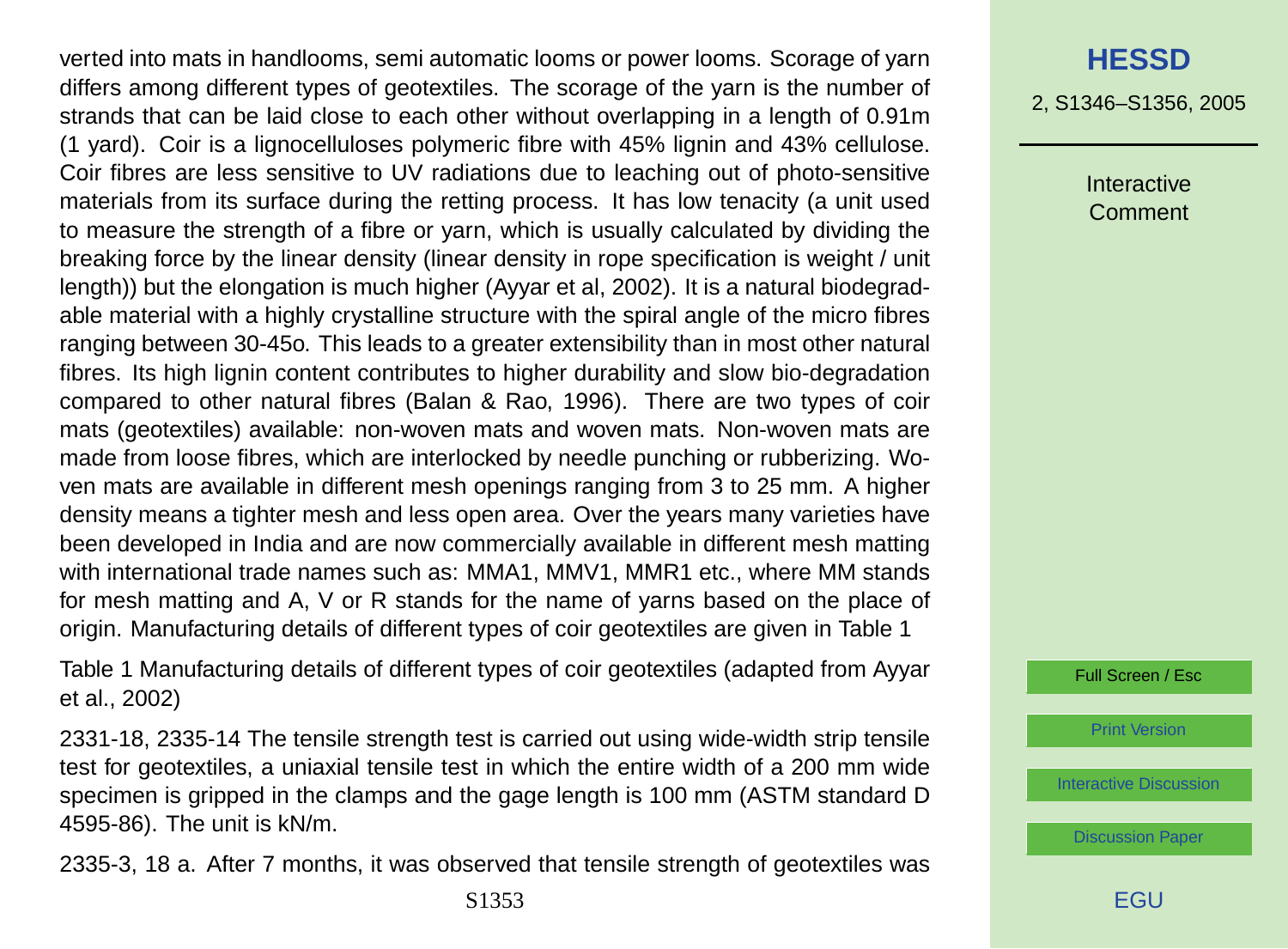verted into mats in handlooms, semi automatic looms or power looms. Scorage of yarn differs among different types of geotextiles. The scorage of the yarn is the number of strands that can be laid close to each other without overlapping in a length of 0.91m (1 yard). Coir is a lignocelluloses polymeric fibre with 45% lignin and 43% cellulose. Coir fibres are less sensitive to UV radiations due to leaching out of photo-sensitive materials from its surface during the retting process. It has low tenacity (a unit used to measure the strength of a fibre or yarn, which is usually calculated by dividing the breaking force by the linear density (linear density in rope specification is weight / unit length)) but the elongation is much higher (Ayyar et al, 2002). It is a natural biodegradable material with a highly crystalline structure with the spiral angle of the micro fibres ranging between 30-45o. This leads to a greater extensibility than in most other natural fibres. Its high lignin content contributes to higher durability and slow bio-degradation compared to other natural fibres (Balan & Rao, 1996). There are two types of coir mats (geotextiles) available: non-woven mats and woven mats. Non-woven mats are made from loose fibres, which are interlocked by needle punching or rubberizing. Woven mats are available in different mesh openings ranging from 3 to 25 mm. A higher density means a tighter mesh and less open area. Over the years many varieties have been developed in India and are now commercially available in different mesh matting with international trade names such as: MMA1, MMV1, MMR1 etc., where MM stands for mesh matting and A, V or R stands for the name of yarns based on the place of origin. Manufacturing details of different types of coir geotextiles are given in Table 1

Table 1 Manufacturing details of different types of coir geotextiles (adapted from Ayyar et al., 2002)

2331-18, 2335-14 The tensile strength test is carried out using wide-width strip tensile test for geotextiles, a uniaxial tensile test in which the entire width of a 200 mm wide specimen is gripped in the clamps and the gage length is 100 mm (ASTM standard D 4595-86). The unit is kN/m.

2335-3, 18 a. After 7 months, it was observed that tensile strength of geotextiles was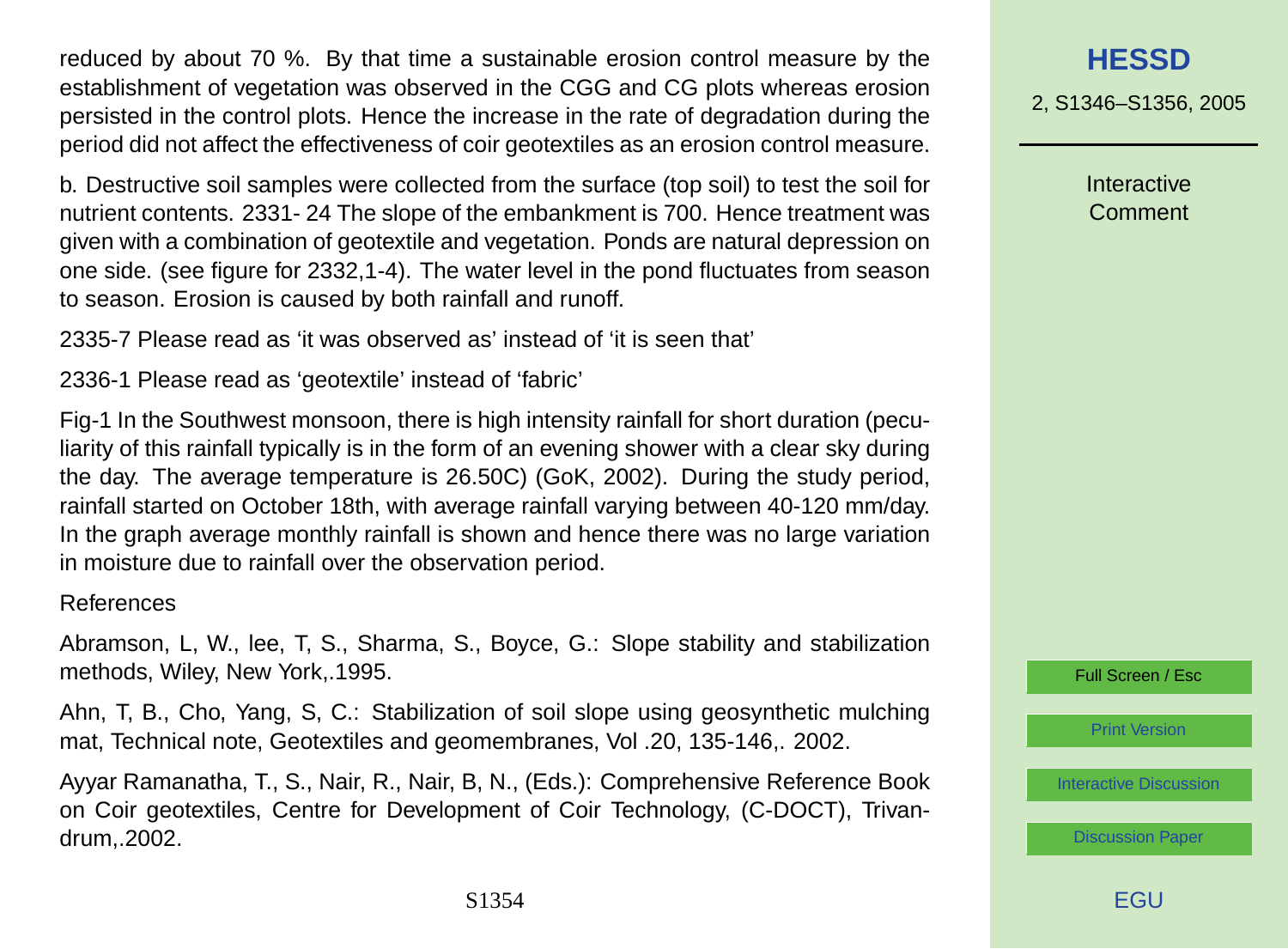reduced by about 70 %. By that time a sustainable erosion control measure by the establishment of vegetation was observed in the CGG and CG plots whereas erosion persisted in the control plots. Hence the increase in the rate of degradation during the period did not affect the effectiveness of coir geotextiles as an erosion control measure.

b. Destructive soil samples were collected from the surface (top soil) to test the soil for nutrient contents. 2331- 24 The slope of the embankment is 700. Hence treatment was given with a combination of geotextile and vegetation. Ponds are natural depression on one side. (see figure for 2332,1-4). The water level in the pond fluctuates from season to season. Erosion is caused by both rainfall and runoff.

2335-7 Please read as 'it was observed as' instead of 'it is seen that'

2336-1 Please read as 'geotextile' instead of 'fabric'

Fig-1 In the Southwest monsoon, there is high intensity rainfall for short duration (peculiarity of this rainfall typically is in the form of an evening shower with a clear sky during the day. The average temperature is 26.50C) (GoK, 2002). During the study period, rainfall started on October 18th, with average rainfall varying between 40-120 mm/day. In the graph average monthly rainfall is shown and hence there was no large variation in moisture due to rainfall over the observation period.

References

Abramson, L, W., lee, T, S., Sharma, S., Boyce, G.: Slope stability and stabilization methods, Wiley, New York,.1995.

Ahn, T, B., Cho, Yang, S, C.: Stabilization of soil slope using geosynthetic mulching mat, Technical note, Geotextiles and geomembranes, Vol .20, 135-146,. 2002.

Ayyar Ramanatha, T., S., Nair, R., Nair, B, N., (Eds.): Comprehensive Reference Book on Coir geotextiles, Centre for Development of Coir Technology, (C-DOCT), Trivandrum,.2002.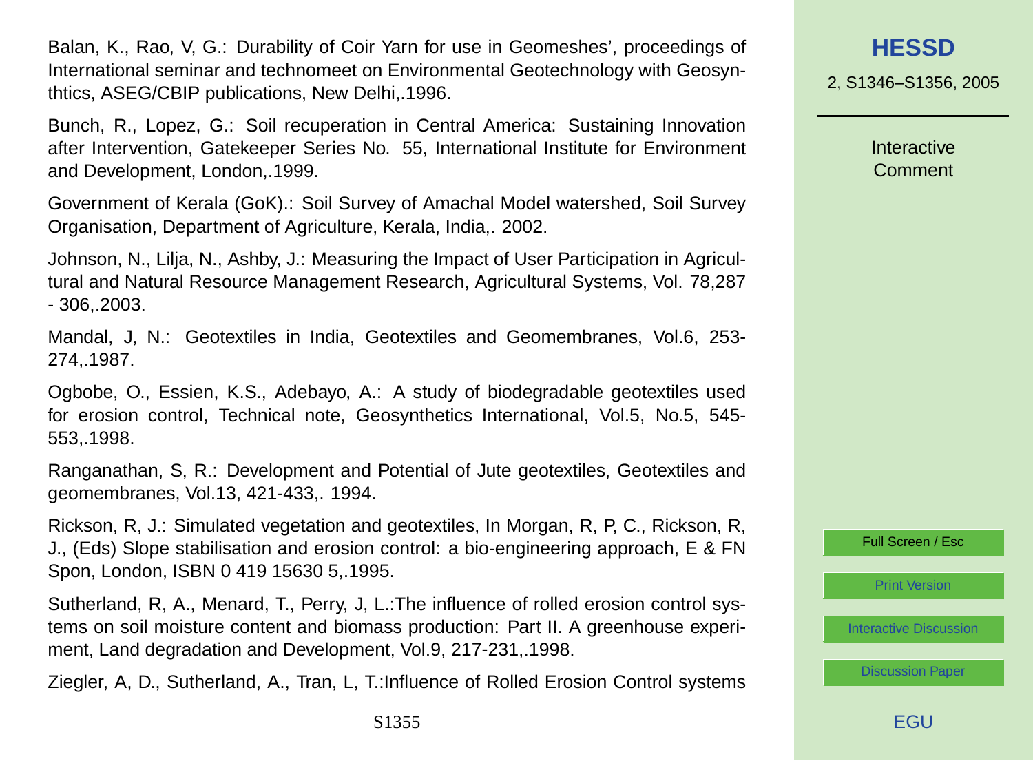Balan, K., Rao, V, G.: Durability of Coir Yarn for use in Geomeshes', proceedings of International seminar and technomeet on Environmental Geotechnology with Geosynthtics, ASEG/CBIP publications, New Delhi,.1996.

Bunch, R., Lopez, G.: Soil recuperation in Central America: Sustaining Innovation after Intervention, Gatekeeper Series No. 55, International Institute for Environment and Development, London,.1999.

Government of Kerala (GoK).: Soil Survey of Amachal Model watershed, Soil Survey Organisation, Department of Agriculture, Kerala, India,. 2002.

Johnson, N., Lilja, N., Ashby, J.: Measuring the Impact of User Participation in Agricultural and Natural Resource Management Research, Agricultural Systems, Vol. 78,287 - 306,.2003.

Mandal, J, N.: Geotextiles in India, Geotextiles and Geomembranes, Vol.6, 253-274,.1987.

Ogbobe, O., Essien, K.S., Adebayo, A.: A study of biodegradable geotextiles used for erosion control, Technical note, Geosynthetics International, Vol.5, No.5, 545-553,.1998.

Ranganathan, S, R.: Development and Potential of Jute geotextiles, Geotextiles and geomembranes, Vol.13, 421-433,. 1994.

Rickson, R, J.: Simulated vegetation and geotextiles, In Morgan, R, P, C., Rickson, R, J., (Eds) Slope stabilisation and erosion control: a bio-engineering approach, E & FN Spon, London, ISBN 0 419 15630 5,.1995.

Sutherland, R, A., Menard, T., Perry, J, L.:The influence of rolled erosion control systems on soil moisture content and biomass production: Part II. A greenhouse experiment, Land degradation and Development, Vol.9, 217-231,.1998.

Ziegler, A, D., Sutherland, A., Tran, L, T.:Influence of Rolled Erosion Control systems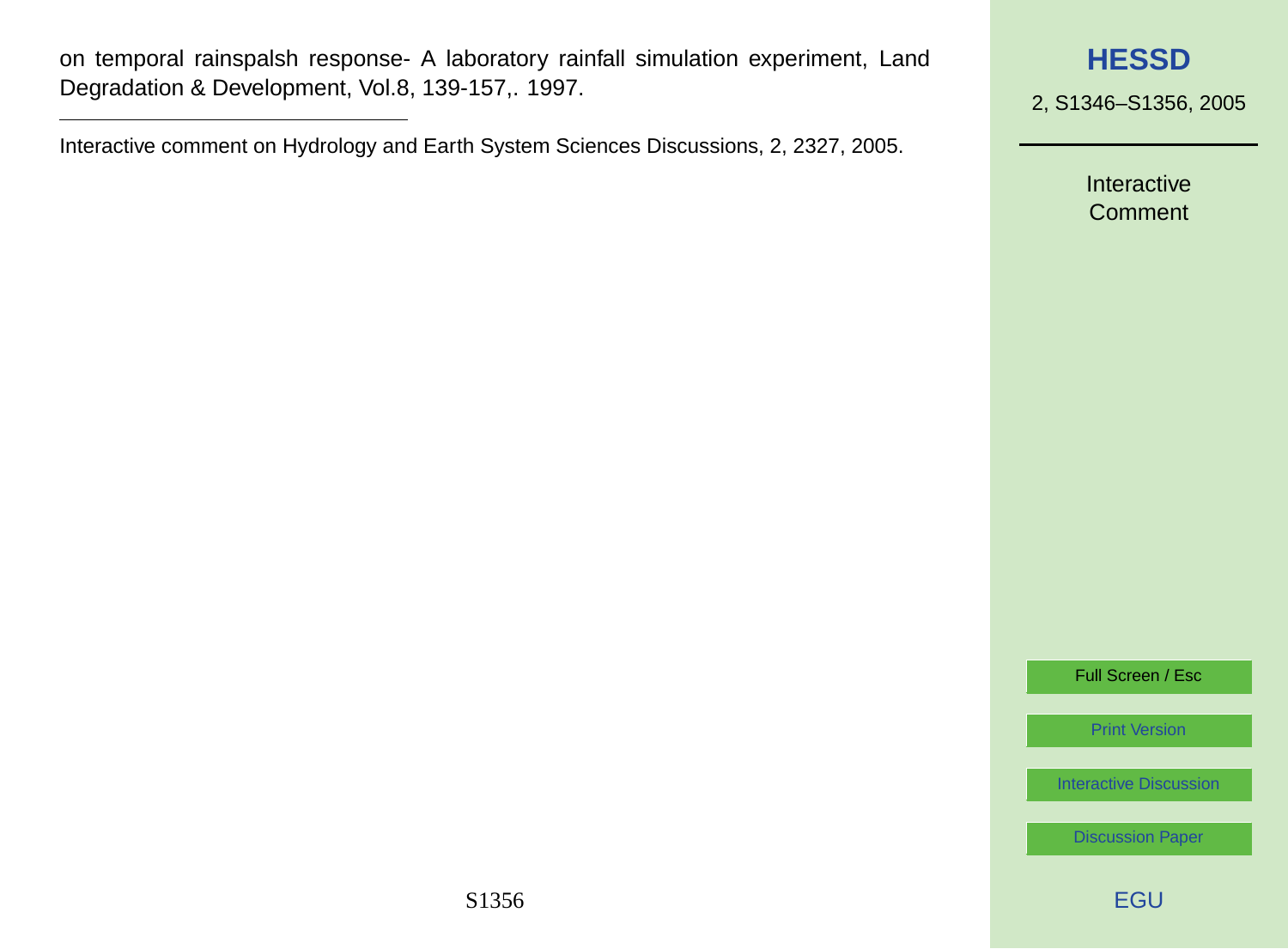on temporal rainspalsh response- A laboratory rainfall simulation experiment, Land Degradation & Development, Vol.8, 139-157,. 1997.

---

Interactive comment on Hydrology and Earth System Sciences Discussions, 2, 2327, 2005.